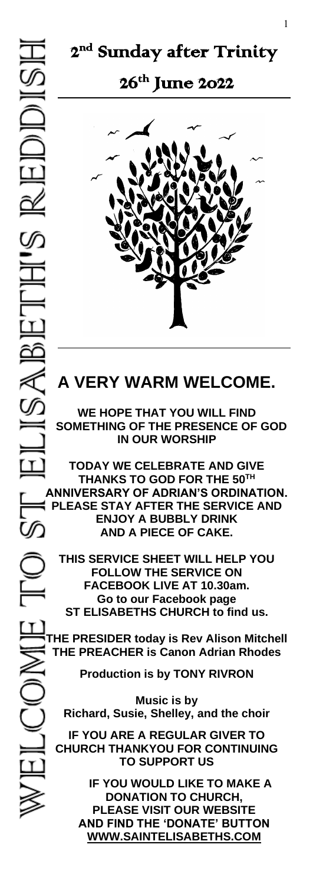WELCOME TO ST ELISABETH'S REDDISH

# 2nd Sunday after Trinity

## 26th June 2022

## A VERY WARM WELCOME.

**WE HOPE THAT YOU WILL FIND SOMETHING OF THE PRESENCE OF GOD IN OUR WORSHIP**

**TODAY WE CELEBRATE AND GIVE THANKS TO GOD FOR THE 50TH ANNIVERSARY OF ADRIAN'S ORDINATION. PLEASE STAY AFTER THE SERVICE AND ENJOY A BUBBLY DRINK AND A PIECE OF CAKE.**

**THIS SERVICE SHEET WILL HELP YOU FOLLOW THE SERVICE ON FACEBOOK LIVE AT 10.30am. Go to our Facebook page ST ELISABETHS CHURCH to find us.**

**THE PRESIDER today is Rev Alison Mitchell**
**THE PREACHER is Canon Adrian Rhodes**

**Production is by TONY RIVRON**

**Music is by Richard, Susie, Shelley, and the choir**

**IF YOU ARE A REGULAR GIVER TO CHURCH THANKYOU FOR CONTINUING TO SUPPORT US**

**IF YOU WOULD LIKE TO MAKE A DONATION TO CHURCH, PLEASE VISIT OUR WEBSITE AND FIND THE 'DONATE' BUTTON [WWW.SAINTELISABETHS.COM](http://WWW.SAINTELISABETHS.COM)**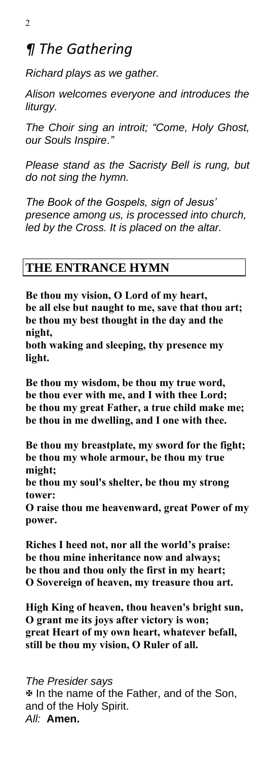# ¶ *The Gathering*

*Richard plays as we gather.*

*Alison welcomes everyone and introduces the liturgy.*

*The Choir sing an introit; "Come, Holy Ghost, our Souls Inspire."*

*Please stand as the Sacristy Bell is rung, but do not sing the hymn.*

*The Book of the Gospels, sign of Jesus' presence among us, is processed into church, led by the Cross. It is placed on the altar.*

## THE ENTRANCE HYMN

**Be thou my vision, O Lord of my heart,**
**be all else but naught to me, save that thou art;**
**be thou my best thought in the day and the night,**
**both waking and sleeping, thy presence my light.**

**Be thou my wisdom, be thou my true word,**
**be thou ever with me, and I with thee Lord;**
**be thou my great Father, a true child make me;**
**be thou in me dwelling, and I one with thee.**

**Be thou my breastplate, my sword for the fight;**
**be thou my whole armour, be thou my true might;**
**be thou my soul's shelter, be thou my strong tower:**
**O raise thou me heavenward, great Power of my power.**

**Riches I heed not, nor all the world's praise:**
**be thou mine inheritance now and always;**
**be thou and thou only the first in my heart;**
**O Sovereign of heaven, my treasure thou art.**

**High King of heaven, thou heaven's bright sun,**
**O grant me its joys after victory is won;**
**great Heart of my own heart, whatever befall,**
**still be thou my vision, O Ruler of all.**

*The Presider says*
✠ In the name of the Father, and of the Son, and of the Holy Spirit.
*All:* **Amen.**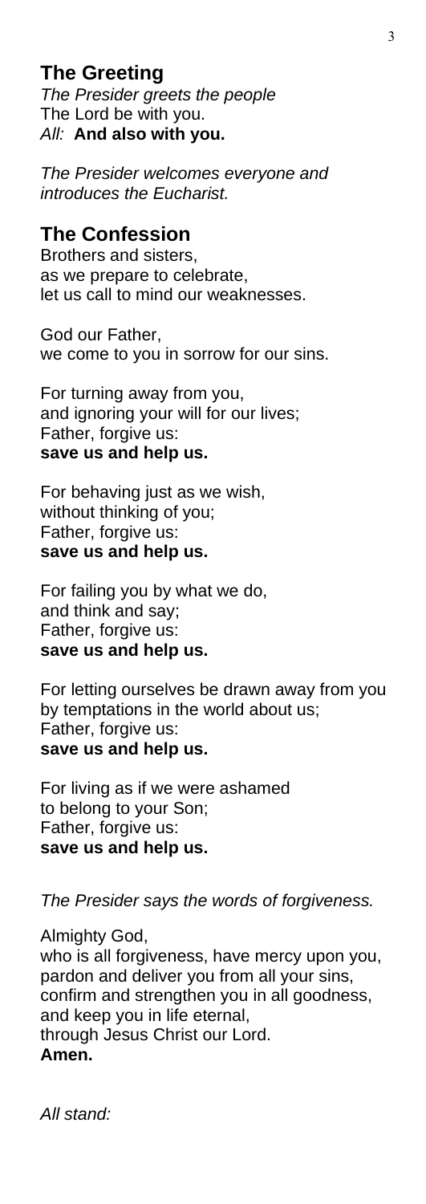## The Greeting

*The Presider greets the people*
The Lord be with you.
*All:* **And also with you.**

*The Presider welcomes everyone and introduces the Eucharist.*

## The Confession

Brothers and sisters,
as we prepare to celebrate,
let us call to mind our weaknesses.

God our Father,
we come to you in sorrow for our sins.

For turning away from you,
and ignoring your will for our lives;
Father, forgive us:
**save us and help us.**

For behaving just as we wish,
without thinking of you;
Father, forgive us:
**save us and help us.**

For failing you by what we do,
and think and say;
Father, forgive us:
**save us and help us.**

For letting ourselves be drawn away from you
by temptations in the world about us;
Father, forgive us:
**save us and help us.**

For living as if we were ashamed
to belong to your Son;
Father, forgive us:
**save us and help us.**

*The Presider says the words of forgiveness.*

Almighty God,
who is all forgiveness, have mercy upon you,
pardon and deliver you from all your sins,
confirm and strengthen you in all goodness,
and keep you in life eternal,
through Jesus Christ our Lord.
**Amen.**

*All stand:*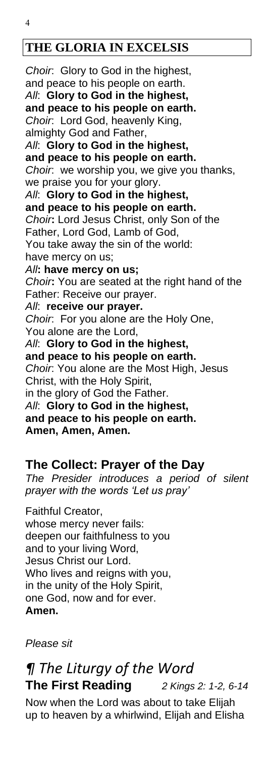## THE GLORIA IN EXCELSIS

*Choir*: Glory to God in the highest,
and peace to his people on earth.
*All*: **Glory to God in the highest,**
**and peace to his people on earth.**
*Choir*: Lord God, heavenly King,
almighty God and Father,
*All*: **Glory to God in the highest,**
**and peace to his people on earth.**
*Choir*: we worship you, we give you thanks,
we praise you for your glory.
*All*: **Glory to God in the highest,**
**and peace to his people on earth.**
*Choir*: Lord Jesus Christ, only Son of the Father, Lord God, Lamb of God,
You take away the sin of the world:
have mercy on us;
*All*: **have mercy on us;**
*Choir*: You are seated at the right hand of the Father: Receive our prayer.
*All*: **receive our prayer.**
*Choir*: For you alone are the Holy One,
You alone are the Lord,
*All*: **Glory to God in the highest,**
**and peace to his people on earth.**
*Choir*: You alone are the Most High, Jesus Christ, with the Holy Spirit,
in the glory of God the Father.
*All*: **Glory to God in the highest,**
**and peace to his people on earth.**
**Amen, Amen, Amen.**

## The Collect: Prayer of the Day

*The Presider introduces a period of silent prayer with the words 'Let us pray'*

Faithful Creator,
whose mercy never fails:
deepen our faithfulness to you
and to your living Word,
Jesus Christ our Lord.
Who lives and reigns with you,
in the unity of the Holy Spirit,
one God, now and for ever.
**Amen.**

*Please sit*

# *¶ The Liturgy of the Word*

## The First Reading *2 Kings 2: 1-2, 6-14*

Now when the Lord was about to take Elijah up to heaven by a whirlwind, Elijah and Elisha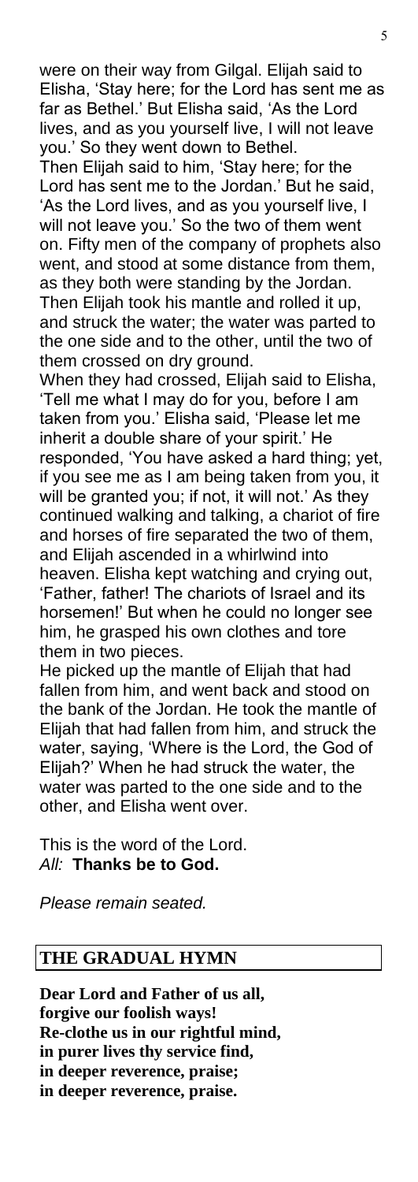were on their way from Gilgal. Elijah said to Elisha, 'Stay here; for the Lord has sent me as far as Bethel.' But Elisha said, 'As the Lord lives, and as you yourself live, I will not leave you.' So they went down to Bethel.
Then Elijah said to him, 'Stay here; for the Lord has sent me to the Jordan.' But he said, 'As the Lord lives, and as you yourself live, I will not leave you.' So the two of them went on. Fifty men of the company of prophets also went, and stood at some distance from them, as they both were standing by the Jordan. Then Elijah took his mantle and rolled it up, and struck the water; the water was parted to the one side and to the other, until the two of them crossed on dry ground.
When they had crossed, Elijah said to Elisha, 'Tell me what I may do for you, before I am taken from you.' Elisha said, 'Please let me inherit a double share of your spirit.' He responded, 'You have asked a hard thing; yet, if you see me as I am being taken from you, it will be granted you; if not, it will not.' As they continued walking and talking, a chariot of fire and horses of fire separated the two of them, and Elijah ascended in a whirlwind into heaven. Elisha kept watching and crying out, 'Father, father! The chariots of Israel and its horsemen!' But when he could no longer see him, he grasped his own clothes and tore them in two pieces.
He picked up the mantle of Elijah that had fallen from him, and went back and stood on the bank of the Jordan. He took the mantle of Elijah that had fallen from him, and struck the water, saying, 'Where is the Lord, the God of Elijah?' When he had struck the water, the water was parted to the one side and to the other, and Elisha went over.

This is the word of the Lord.
*All:* **Thanks be to God.**

*Please remain seated.*

## THE GRADUAL HYMN

**Dear Lord and Father of us all,**
**forgive our foolish ways!**
**Re-clothe us in our rightful mind,**
**in purer lives thy service find,**
**in deeper reverence, praise;**
**in deeper reverence, praise.**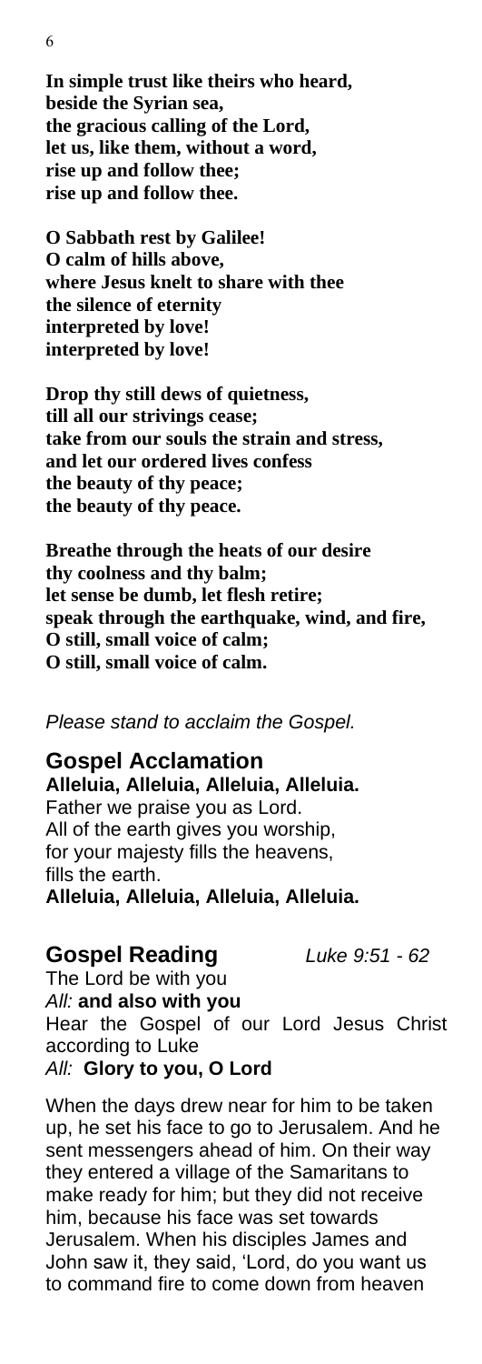**In simple trust like theirs who heard,**
**beside the Syrian sea,**
**the gracious calling of the Lord,**
**let us, like them, without a word,**
**rise up and follow thee;**
**rise up and follow thee.**

**O Sabbath rest by Galilee!**
**O calm of hills above,**
**where Jesus knelt to share with thee**
**the silence of eternity**
**interpreted by love!**
**interpreted by love!**

**Drop thy still dews of quietness,**
**till all our strivings cease;**
**take from our souls the strain and stress,**
**and let our ordered lives confess**
**the beauty of thy peace;**
**the beauty of thy peace.**

**Breathe through the heats of our desire**
**thy coolness and thy balm;**
**let sense be dumb, let flesh retire;**
**speak through the earthquake, wind, and fire,**
**O still, small voice of calm;**
**O still, small voice of calm.**

*Please stand to acclaim the Gospel.*

## Gospel Acclamation

**Alleluia, Alleluia, Alleluia, Alleluia.**
Father we praise you as Lord.
All of the earth gives you worship,
for your majesty fills the heavens,
fills the earth.
**Alleluia, Alleluia, Alleluia, Alleluia.**

## Gospel Reading *Luke 9:51 - 62*

The Lord be with you
*All:* **and also with you**
Hear the Gospel of our Lord Jesus Christ according to Luke
*All:* **Glory to you, O Lord**

When the days drew near for him to be taken up, he set his face to go to Jerusalem. And he sent messengers ahead of him. On their way they entered a village of the Samaritans to make ready for him; but they did not receive him, because his face was set towards Jerusalem. When his disciples James and John saw it, they said, 'Lord, do you want us to command fire to come down from heaven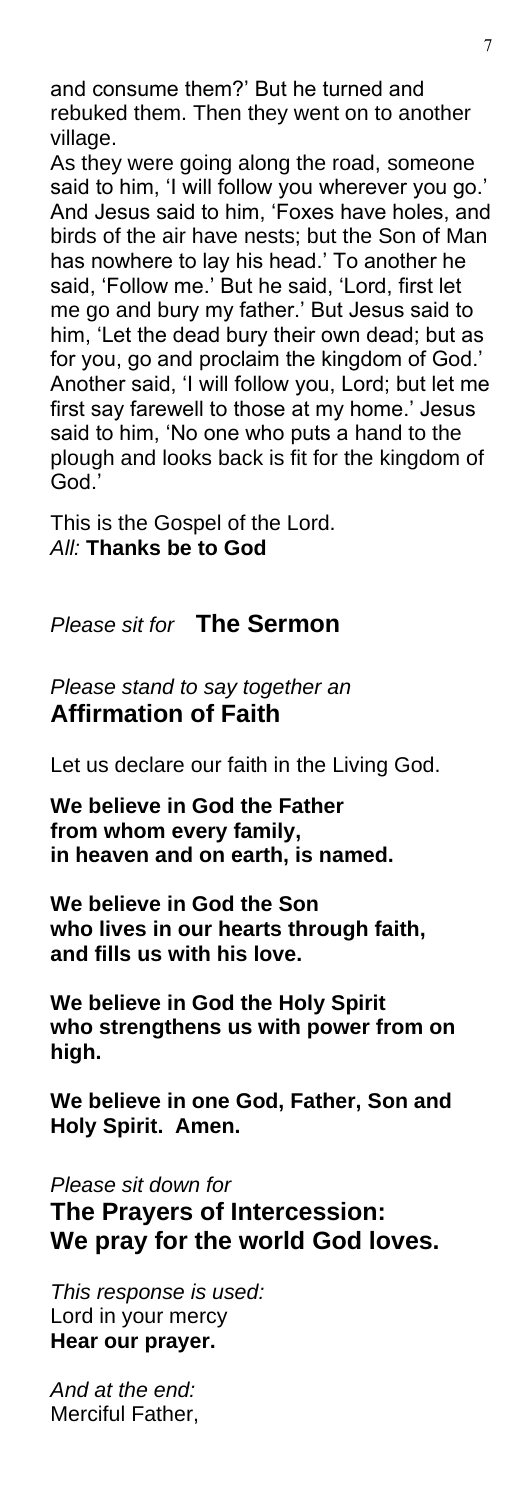and consume them?' But he turned and rebuked them. Then they went on to another village.

As they were going along the road, someone said to him, 'I will follow you wherever you go.' And Jesus said to him, 'Foxes have holes, and birds of the air have nests; but the Son of Man has nowhere to lay his head.' To another he said, 'Follow me.' But he said, 'Lord, first let me go and bury my father.' But Jesus said to him, 'Let the dead bury their own dead; but as for you, go and proclaim the kingdom of God.' Another said, 'I will follow you, Lord; but let me first say farewell to those at my home.' Jesus said to him, 'No one who puts a hand to the plough and looks back is fit for the kingdom of God.'

This is the Gospel of the Lord.
*All:* **Thanks be to God**

*Please sit for* **The Sermon**

*Please stand to say together an*
## Affirmation of Faith

Let us declare our faith in the Living God.

**We believe in God the Father**
**from whom every family,**
**in heaven and on earth, is named.**

**We believe in God the Son**
**who lives in our hearts through faith,**
**and fills us with his love.**

**We believe in God the Holy Spirit**
**who strengthens us with power from on high.**

**We believe in one God, Father, Son and Holy Spirit. Amen.**

*Please sit down for*
## The Prayers of Intercession: We pray for the world God loves.

*This response is used:*
Lord in your mercy
**Hear our prayer.**

*And at the end:*
Merciful Father,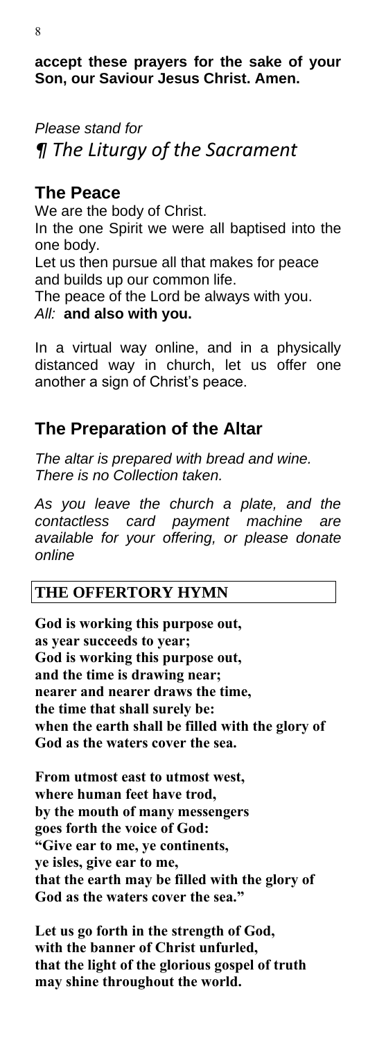**accept these prayers for the sake of your Son, our Saviour Jesus Christ. Amen.**

*Please stand for*

## *¶ The Liturgy of the Sacrament*

### The Peace

We are the body of Christ.
In the one Spirit we were all baptised into the one body.
Let us then pursue all that makes for peace and builds up our common life.
The peace of the Lord be always with you.
*All:* **and also with you.**

In a virtual way online, and in a physically distanced way in church, let us offer one another a sign of Christ's peace.

### The Preparation of the Altar

*The altar is prepared with bread and wine. There is no Collection taken.*

*As you leave the church a plate, and the contactless card payment machine are available for your offering, or please donate online*

**THE OFFERTORY HYMN**

**God is working this purpose out,
as year succeeds to year;
God is working this purpose out,
and the time is drawing near;
nearer and nearer draws the time,
the time that shall surely be:
when the earth shall be filled with the glory of God as the waters cover the sea.**

**From utmost east to utmost west,
where human feet have trod,
by the mouth of many messengers
goes forth the voice of God:
"Give ear to me, ye continents,
ye isles, give ear to me,
that the earth may be filled with the glory of God as the waters cover the sea."**

**Let us go forth in the strength of God,
with the banner of Christ unfurled,
that the light of the glorious gospel of truth
may shine throughout the world.**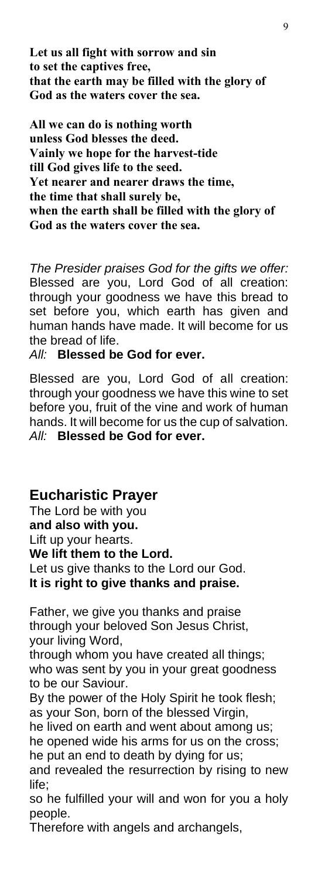**Let us all fight with sorrow and sin**
**to set the captives free,**
**that the earth may be filled with the glory of God as the waters cover the sea.**

**All we can do is nothing worth**
**unless God blesses the deed.**
**Vainly we hope for the harvest-tide**
**till God gives life to the seed.**
**Yet nearer and nearer draws the time,**
**the time that shall surely be,**
**when the earth shall be filled with the glory of God as the waters cover the sea.**

*The Presider praises God for the gifts we offer:*
Blessed are you, Lord God of all creation: through your goodness we have this bread to set before you, which earth has given and human hands have made. It will become for us the bread of life.
*All:* **Blessed be God for ever.**

Blessed are you, Lord God of all creation: through your goodness we have this wine to set before you, fruit of the vine and work of human hands. It will become for us the cup of salvation.
*All:* **Blessed be God for ever.**

## Eucharistic Prayer

The Lord be with you
**and also with you.**
Lift up your hearts.
**We lift them to the Lord.**
Let us give thanks to the Lord our God.
**It is right to give thanks and praise.**

Father, we give you thanks and praise
through your beloved Son Jesus Christ,
your living Word,
through whom you have created all things;
who was sent by you in your great goodness
to be our Saviour.
By the power of the Holy Spirit he took flesh;
as your Son, born of the blessed Virgin,
he lived on earth and went about among us;
he opened wide his arms for us on the cross;
he put an end to death by dying for us;
and revealed the resurrection by rising to new life;
so he fulfilled your will and won for you a holy people.
Therefore with angels and archangels,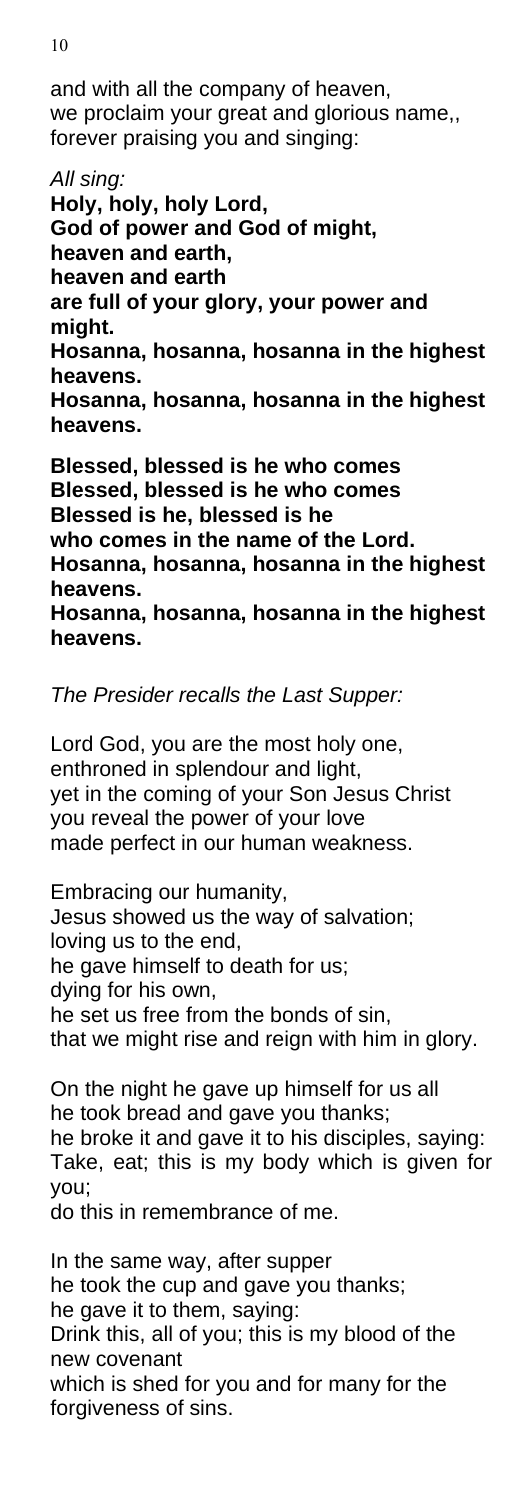and with all the company of heaven,
we proclaim your great and glorious name,,
forever praising you and singing:

*All sing:*

**Holy, holy, holy Lord,**
**God of power and God of might,**
**heaven and earth,**
**heaven and earth**
**are full of your glory, your power and might.**
**Hosanna, hosanna, hosanna in the highest heavens.**
**Hosanna, hosanna, hosanna in the highest heavens.**

**Blessed, blessed is he who comes**
**Blessed, blessed is he who comes**
**Blessed is he, blessed is he**
**who comes in the name of the Lord.**
**Hosanna, hosanna, hosanna in the highest heavens.**
**Hosanna, hosanna, hosanna in the highest heavens.**

*The Presider recalls the Last Supper:*

Lord God, you are the most holy one,
enthroned in splendour and light,
yet in the coming of your Son Jesus Christ
you reveal the power of your love
made perfect in our human weakness.

Embracing our humanity,
Jesus showed us the way of salvation;
loving us to the end,
he gave himself to death for us;
dying for his own,
he set us free from the bonds of sin,
that we might rise and reign with him in glory.

On the night he gave up himself for us all
he took bread and gave you thanks;
he broke it and gave it to his disciples, saying:
Take, eat; this is my body which is given for you;
do this in remembrance of me.

In the same way, after supper
he took the cup and gave you thanks;
he gave it to them, saying:
Drink this, all of you; this is my blood of the new covenant
which is shed for you and for many for the forgiveness of sins.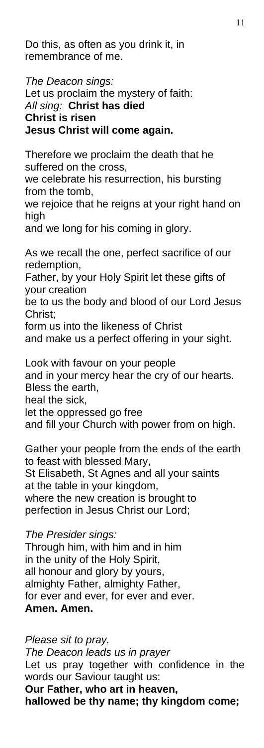Do this, as often as you drink it, in remembrance of me.

*The Deacon sings:*
Let us proclaim the mystery of faith:
*All sing:* **Christ has died**
**Christ is risen**
**Jesus Christ will come again.**

Therefore we proclaim the death that he suffered on the cross,
we celebrate his resurrection, his bursting from the tomb,
we rejoice that he reigns at your right hand on high
and we long for his coming in glory.

As we recall the one, perfect sacrifice of our redemption,
Father, by your Holy Spirit let these gifts of your creation
be to us the body and blood of our Lord Jesus Christ;
form us into the likeness of Christ
and make us a perfect offering in your sight.

Look with favour on your people
and in your mercy hear the cry of our hearts.
Bless the earth,
heal the sick,
let the oppressed go free
and fill your Church with power from on high.

Gather your people from the ends of the earth
to feast with blessed Mary,
St Elisabeth, St Agnes and all your saints
at the table in your kingdom,
where the new creation is brought to perfection in Jesus Christ our Lord;

*The Presider sings:*
Through him, with him and in him
in the unity of the Holy Spirit,
all honour and glory by yours,
almighty Father, almighty Father,
for ever and ever, for ever and ever.
**Amen. Amen.**

*Please sit to pray.*
*The Deacon leads us in prayer*
Let us pray together with confidence in the words our Saviour taught us:
**Our Father, who art in heaven,**
**hallowed be thy name; thy kingdom come;**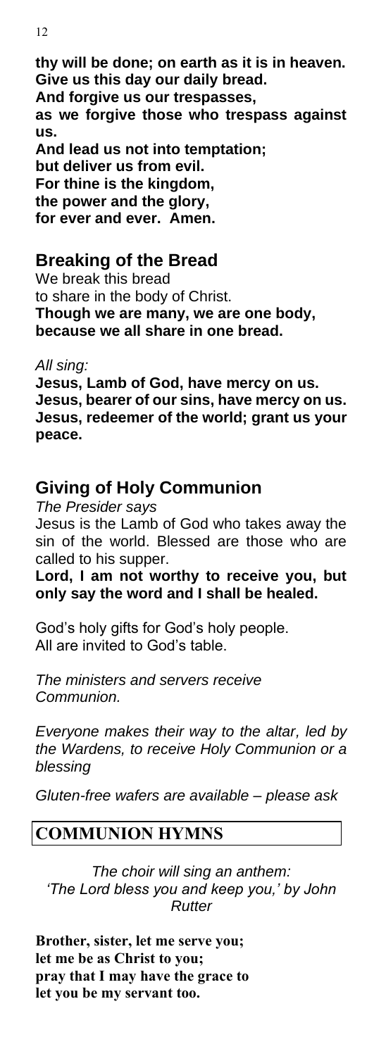**thy will be done; on earth as it is in heaven.**
**Give us this day our daily bread.**
**And forgive us our trespasses,**
**as we forgive those who trespass against us.**
**And lead us not into temptation;**
**but deliver us from evil.**
**For thine is the kingdom,**
**the power and the glory,**
**for ever and ever. Amen.**

## Breaking of the Bread

We break this bread
to share in the body of Christ.
**Though we are many, we are one body,**
**because we all share in one bread.**

*All sing:*
**Jesus, Lamb of God, have mercy on us.**
**Jesus, bearer of our sins, have mercy on us.**
**Jesus, redeemer of the world; grant us your peace.**

## Giving of Holy Communion

*The Presider says*
Jesus is the Lamb of God who takes away the sin of the world. Blessed are those who are called to his supper.
**Lord, I am not worthy to receive you, but only say the word and I shall be healed.**

God's holy gifts for God's holy people.
All are invited to God's table.

*The ministers and servers receive Communion.*

*Everyone makes their way to the altar, led by the Wardens, to receive Holy Communion or a blessing*

*Gluten-free wafers are available – please ask*

## COMMUNION HYMNS

*The choir will sing an anthem: 'The Lord bless you and keep you,' by John Rutter*

**Brother, sister, let me serve you;**
**let me be as Christ to you;**
**pray that I may have the grace to**
**let you be my servant too.**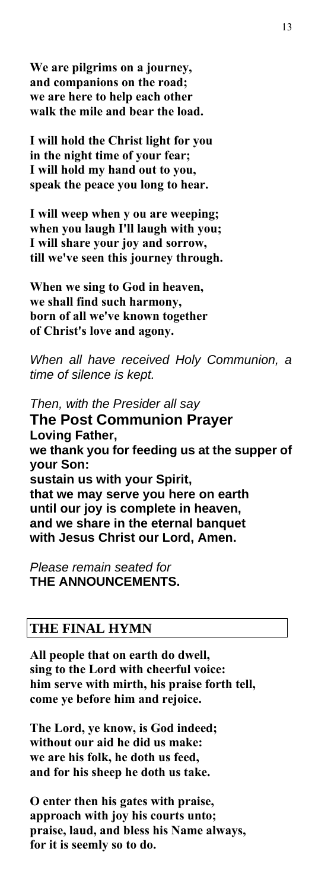**We are pilgrims on a journey,**
**and companions on the road;**
**we are here to help each other**
**walk the mile and bear the load.**

**I will hold the Christ light for you**
**in the night time of your fear;**
**I will hold my hand out to you,**
**speak the peace you long to hear.**

**I will weep when y ou are weeping;**
**when you laugh I'll laugh with you;**
**I will share your joy and sorrow,**
**till we've seen this journey through.**

**When we sing to God in heaven,**
**we shall find such harmony,**
**born of all we've known together**
**of Christ's love and agony.**

*When all have received Holy Communion, a time of silence is kept.*

*Then, with the Presider all say*

## The Post Communion Prayer

**Loving Father,**
**we thank you for feeding us at the supper of your Son:**
**sustain us with your Spirit,**
**that we may serve you here on earth**
**until our joy is complete in heaven,**
**and we share in the eternal banquet**
**with Jesus Christ our Lord, Amen.**

*Please remain seated for*
**THE ANNOUNCEMENTS.**

## THE FINAL HYMN

**All people that on earth do dwell,**
**sing to the Lord with cheerful voice:**
**him serve with mirth, his praise forth tell,**
**come ye before him and rejoice.**

**The Lord, ye know, is God indeed;**
**without our aid he did us make:**
**we are his folk, he doth us feed,**
**and for his sheep he doth us take.**

**O enter then his gates with praise,**
**approach with joy his courts unto;**
**praise, laud, and bless his Name always,**
**for it is seemly so to do.**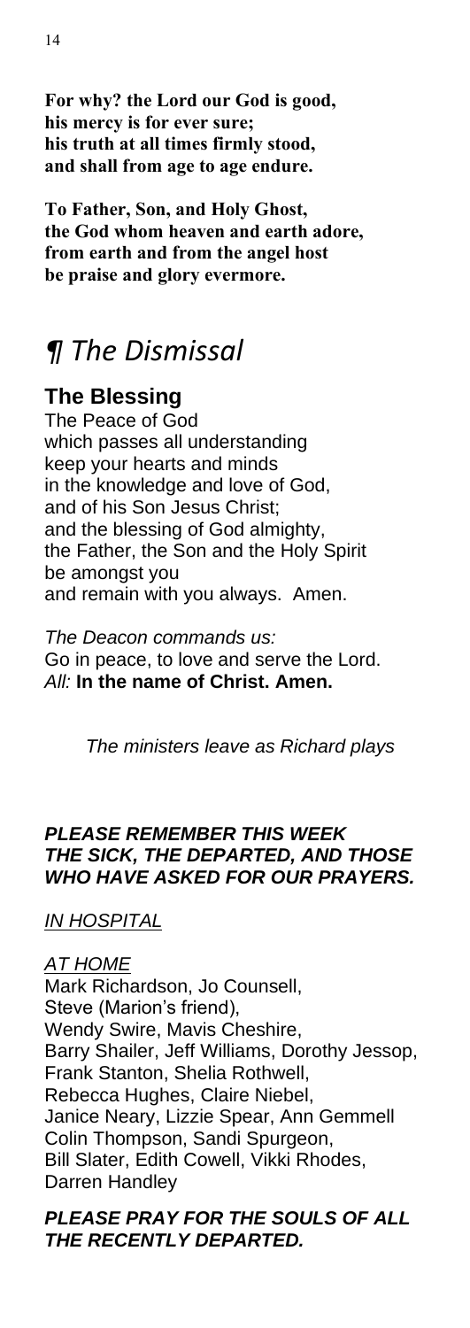**For why? the Lord our God is good,**
**his mercy is for ever sure;**
**his truth at all times firmly stood,**
**and shall from age to age endure.**

**To Father, Son, and Holy Ghost,**
**the God whom heaven and earth adore,**
**from earth and from the angel host**
**be praise and glory evermore.**

# *¶ The Dismissal*

## The Blessing

The Peace of God
which passes all understanding
keep your hearts and minds
in the knowledge and love of God,
and of his Son Jesus Christ;
and the blessing of God almighty,
the Father, the Son and the Holy Spirit
be amongst you
and remain with you always. Amen.

*The Deacon commands us:*
Go in peace, to love and serve the Lord.
*All:* **In the name of Christ. Amen.**

*The ministers leave as Richard plays*

***PLEASE REMEMBER THIS WEEK THE SICK, THE DEPARTED, AND THOSE WHO HAVE ASKED FOR OUR PRAYERS.***

*IN HOSPITAL*

*AT HOME*
Mark Richardson, Jo Counsell,
Steve (Marion's friend),
Wendy Swire, Mavis Cheshire,
Barry Shailer, Jeff Williams, Dorothy Jessop,
Frank Stanton, Shelia Rothwell,
Rebecca Hughes, Claire Niebel,
Janice Neary, Lizzie Spear, Ann Gemmell
Colin Thompson, Sandi Spurgeon,
Bill Slater, Edith Cowell, Vikki Rhodes,
Darren Handley

***PLEASE PRAY FOR THE SOULS OF ALL THE RECENTLY DEPARTED.***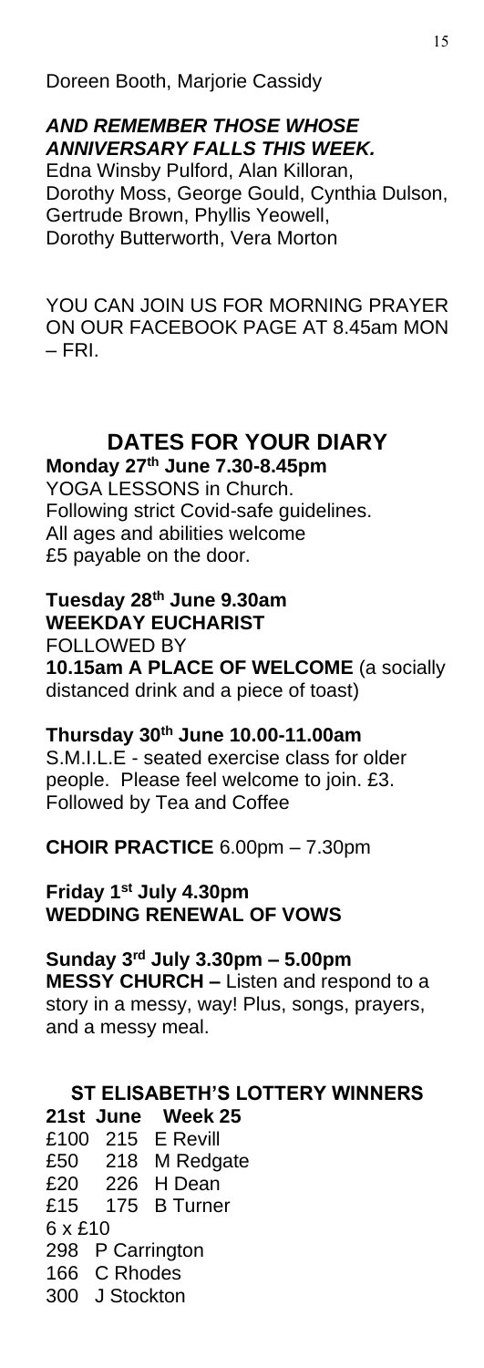Doreen Booth, Marjorie Cassidy

***AND REMEMBER THOSE WHOSE ANNIVERSARY FALLS THIS WEEK.***

Edna Winsby Pulford, Alan Killoran, Dorothy Moss, George Gould, Cynthia Dulson, Gertrude Brown, Phyllis Yeowell, Dorothy Butterworth, Vera Morton

YOU CAN JOIN US FOR MORNING PRAYER ON OUR FACEBOOK PAGE AT 8.45am MON – FRI.

## DATES FOR YOUR DIARY

**Monday 27th June 7.30-8.45pm**
YOGA LESSONS in Church.
Following strict Covid-safe guidelines.
All ages and abilities welcome
£5 payable on the door.

**Tuesday 28th June 9.30am**
**WEEKDAY EUCHARIST**
FOLLOWED BY
**10.15am A PLACE OF WELCOME** (a socially distanced drink and a piece of toast)

**Thursday 30th June 10.00-11.00am**
S.M.I.L.E - seated exercise class for older people. Please feel welcome to join. £3. Followed by Tea and Coffee

**CHOIR PRACTICE** 6.00pm – 7.30pm

**Friday 1st July 4.30pm**
**WEDDING RENEWAL OF VOWS**

**Sunday 3rd July 3.30pm – 5.00pm**
**MESSY CHURCH –** Listen and respond to a story in a messy, way! Plus, songs, prayers, and a messy meal.

### ST ELISABETH'S LOTTERY WINNERS

**21st June Week 25**

£100 215 E Revill
£50 218 M Redgate
£20 226 H Dean
£15 175 B Turner

6 x £10

298 P Carrington
166 C Rhodes
300 J Stockton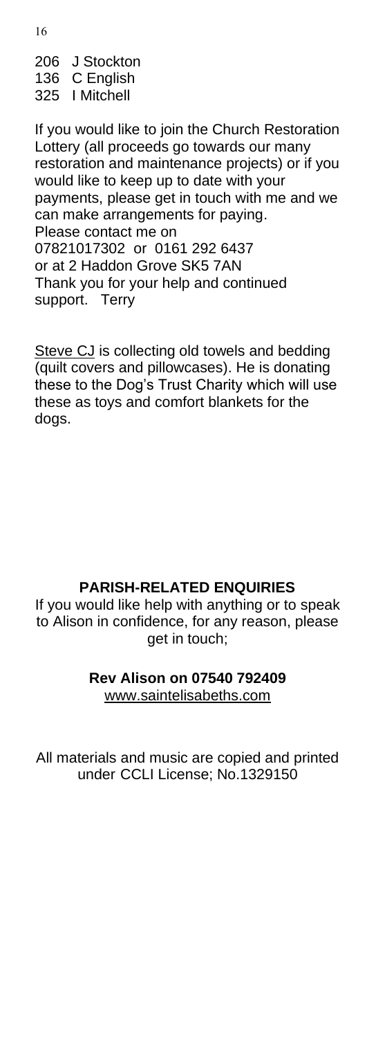206 J Stockton
136 C English
325 I Mitchell

If you would like to join the Church Restoration Lottery (all proceeds go towards our many restoration and maintenance projects) or if you would like to keep up to date with your payments, please get in touch with me and we can make arrangements for paying.
Please contact me on
07821017302 or 0161 292 6437
or at 2 Haddon Grove SK5 7AN
Thank you for your help and continued support. Terry

Steve CJ is collecting old towels and bedding (quilt covers and pillowcases). He is donating these to the Dog's Trust Charity which will use these as toys and comfort blankets for the dogs.

**PARISH-RELATED ENQUIRIES**

If you would like help with anything or to speak to Alison in confidence, for any reason, please get in touch;

**Rev Alison on 07540 792409**

www.saintelisabeths.com

All materials and music are copied and printed under CCLI License; No.1329150